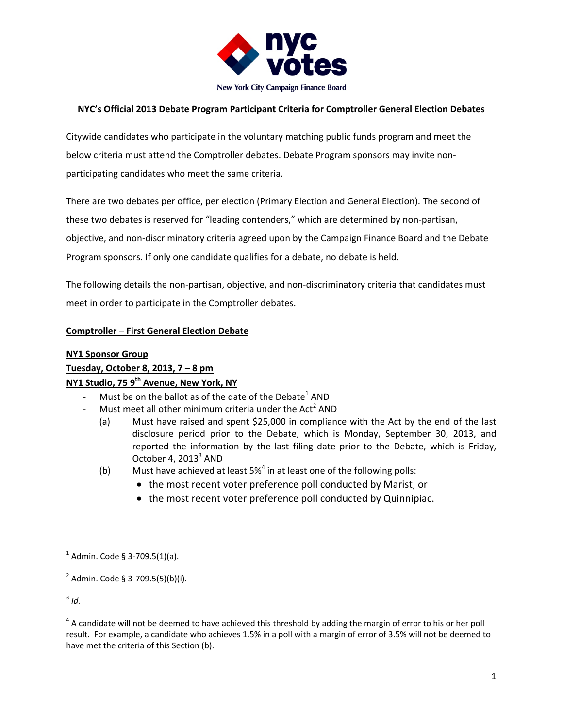nyc votes

New York City Campaign Finance Board

**NYC's Official 2013 Debate Program Participant Criteria for Comptroller General Election Debates**

Citywide candidates who participate in the voluntary matching public funds program and meet the below criteria must attend the Comptroller debates. Debate Program sponsors may invite non-participating candidates who meet the same criteria.

There are two debates per office, per election (Primary Election and General Election). The second of these two debates is reserved for "leading contenders," which are determined by non-partisan, objective, and non-discriminatory criteria agreed upon by the Campaign Finance Board and the Debate Program sponsors. If only one candidate qualifies for a debate, no debate is held.

The following details the non-partisan, objective, and non-discriminatory criteria that candidates must meet in order to participate in the Comptroller debates.

**Comptroller – First General Election Debate**

**NY1 Sponsor Group**
**Tuesday, October 8, 2013, 7 – 8 pm**
**NY1 Studio, 75 9th Avenue, New York, NY**

- Must be on the ballot as of the date of the Debate[1] AND
- Must meet all other minimum criteria under the Act[2] AND
  - (a) Must have raised and spent $25,000 in compliance with the Act by the end of the last disclosure period prior to the Debate, which is Monday, September 30, 2013, and reported the information by the last filing date prior to the Debate, which is Friday, October 4, 2013[3] AND
  - (b) Must have achieved at least 5%[4] in at least one of the following polls:
    - the most recent voter preference poll conducted by Marist, or
    - the most recent voter preference poll conducted by Quinnipiac.

---

[1] Admin. Code § 3-709.5(1)(a).

[2] Admin. Code § 3-709.5(5)(b)(i).

[3] *Id.*

[4] A candidate will not be deemed to have achieved this threshold by adding the margin of error to his or her poll result. For example, a candidate who achieves 1.5% in a poll with a margin of error of 3.5% will not be deemed to have met the criteria of this Section (b).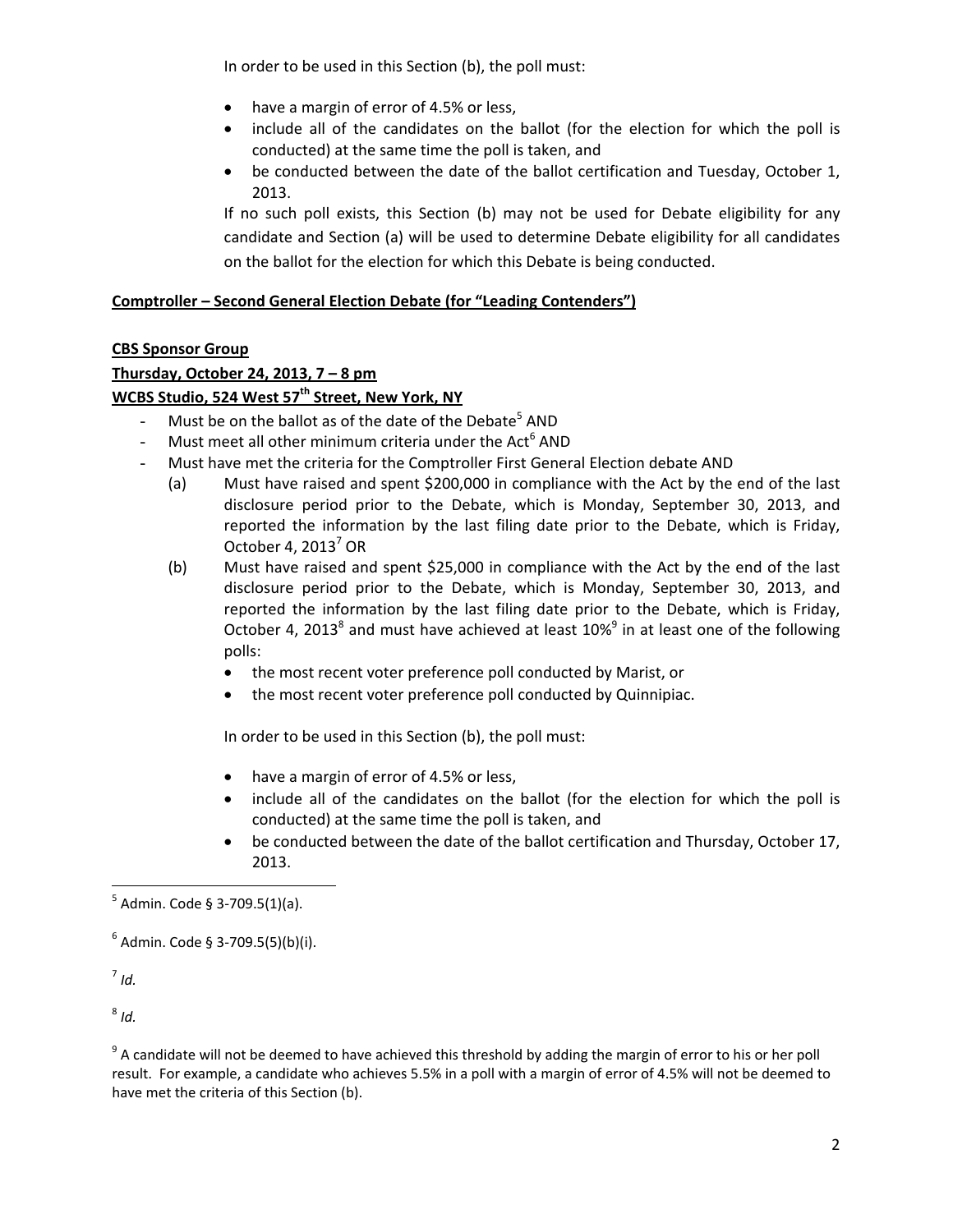In order to be used in this Section (b), the poll must:

- have a margin of error of 4.5% or less,
- include all of the candidates on the ballot (for the election for which the poll is conducted) at the same time the poll is taken, and
- be conducted between the date of the ballot certification and Tuesday, October 1, 2013.

If no such poll exists, this Section (b) may not be used for Debate eligibility for any candidate and Section (a) will be used to determine Debate eligibility for all candidates on the ballot for the election for which this Debate is being conducted.

**Comptroller – Second General Election Debate (for "Leading Contenders")**

**CBS Sponsor Group**

**Thursday, October 24, 2013, 7 – 8 pm**

**WCBS Studio, 524 West 57th Street, New York, NY**

- Must be on the ballot as of the date of the Debate[5] AND
- Must meet all other minimum criteria under the Act[6] AND
- Must have met the criteria for the Comptroller First General Election debate AND
  - (a) Must have raised and spent $200,000 in compliance with the Act by the end of the last disclosure period prior to the Debate, which is Monday, September 30, 2013, and reported the information by the last filing date prior to the Debate, which is Friday, October 4, 2013[7] OR
  - (b) Must have raised and spent $25,000 in compliance with the Act by the end of the last disclosure period prior to the Debate, which is Monday, September 30, 2013, and reported the information by the last filing date prior to the Debate, which is Friday, October 4, 2013[8] and must have achieved at least 10%[9] in at least one of the following polls:
    - the most recent voter preference poll conducted by Marist, or
    - the most recent voter preference poll conducted by Quinnipiac.

    In order to be used in this Section (b), the poll must:

    - have a margin of error of 4.5% or less,
    - include all of the candidates on the ballot (for the election for which the poll is conducted) at the same time the poll is taken, and
    - be conducted between the date of the ballot certification and Thursday, October 17, 2013.

---

[5] Admin. Code § 3-709.5(1)(a).

[6] Admin. Code § 3-709.5(5)(b)(i).

[7] *Id.*

[8] *Id.*

[9] A candidate will not be deemed to have achieved this threshold by adding the margin of error to his or her poll result. For example, a candidate who achieves 5.5% in a poll with a margin of error of 4.5% will not be deemed to have met the criteria of this Section (b).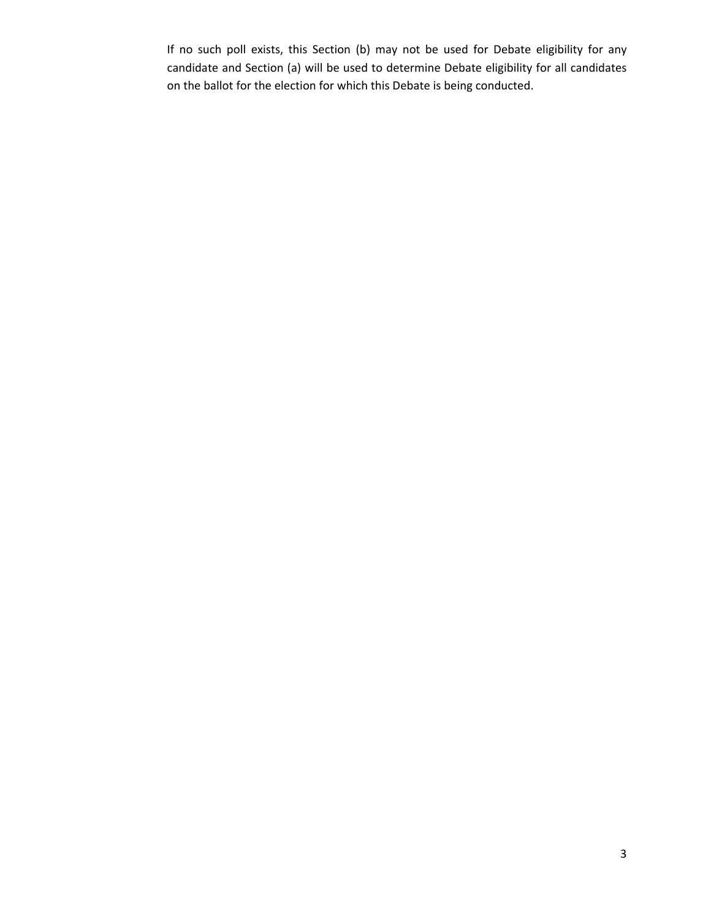If no such poll exists, this Section (b) may not be used for Debate eligibility for any candidate and Section (a) will be used to determine Debate eligibility for all candidates on the ballot for the election for which this Debate is being conducted.